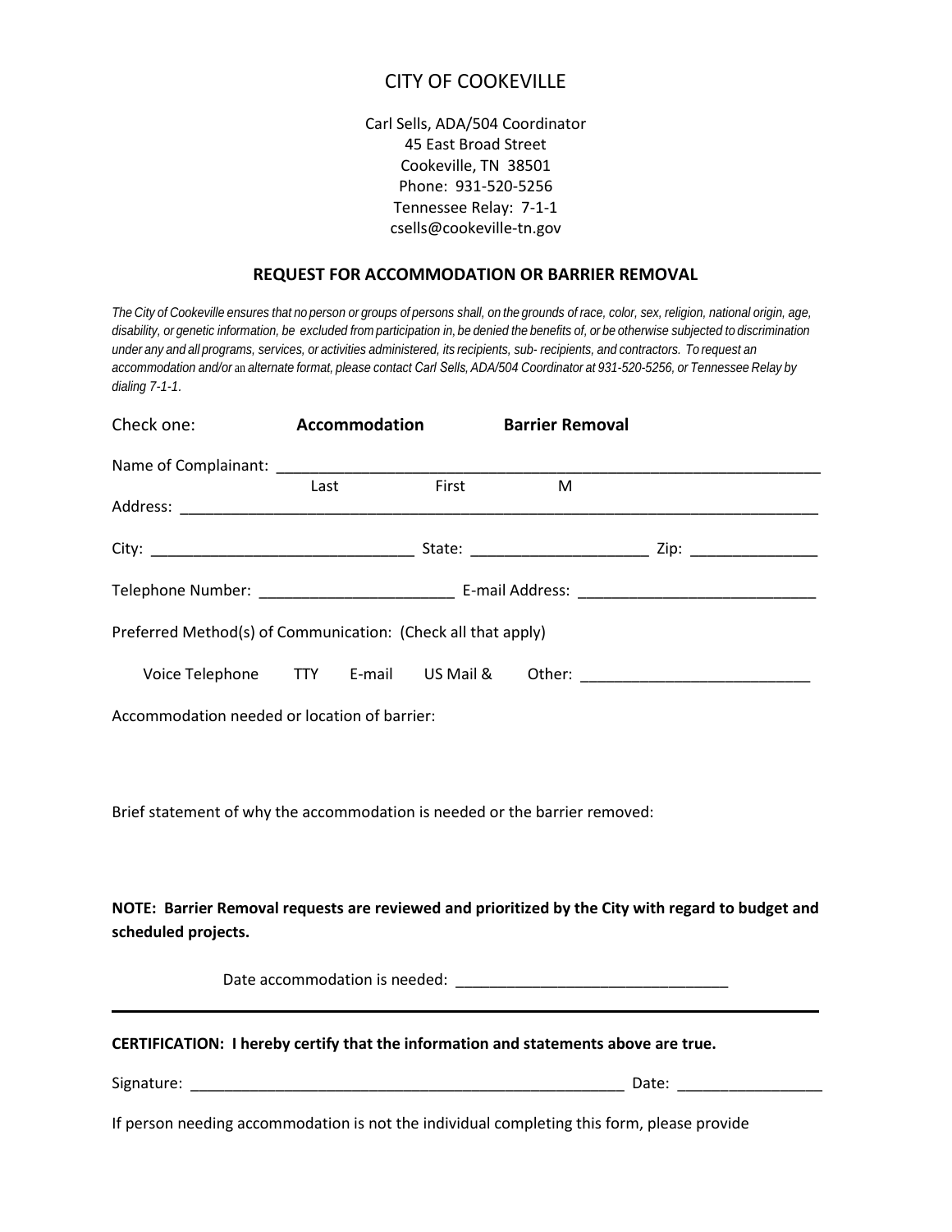# CITY OF COOKEVILLE

Carl Sells, ADA/504 Coordinator
45 East Broad Street
Cookeville, TN 38501
Phone: 931-520-5256
Tennessee Relay: 7-1-1
csells@cookeville-tn.gov

## REQUEST FOR ACCOMMODATION OR BARRIER REMOVAL

*The City of Cookeville ensures that no person or groups of persons shall, on the grounds of race, color, sex, religion, national origin, age, disability, or genetic information, be excluded from participation in, be denied the benefits of, or be otherwise subjected to discrimination under any and all programs, services, or activities administered, its recipients, sub- recipients, and contractors. To request an accommodation and/or an alternate format, please contact Carl Sells, ADA/504 Coordinator at 931-520-5256, or Tennessee Relay by dialing 7-1-1.*

Check one: **Accommodation** **Barrier Removal**

Name of Complainant: ___________________________________________________________________
Last First M

Address: ___________________________________________________________________________

City: ______________________________ State: ____________________ Zip: _______________

Telephone Number: ______________________ E-mail Address: ___________________________

Preferred Method(s) of Communication: (Check all that apply)

Voice Telephone TTY E-mail US Mail & Other: __________________________

Accommodation needed or location of barrier:

Brief statement of why the accommodation is needed or the barrier removed:

**NOTE: Barrier Removal requests are reviewed and prioritized by the City with regard to budget and scheduled projects.**

Date accommodation is needed: _______________________________

---

**CERTIFICATION: I hereby certify that the information and statements above are true.**

Signature: ___________________________________________________ Date: ________________

If person needing accommodation is not the individual completing this form, please provide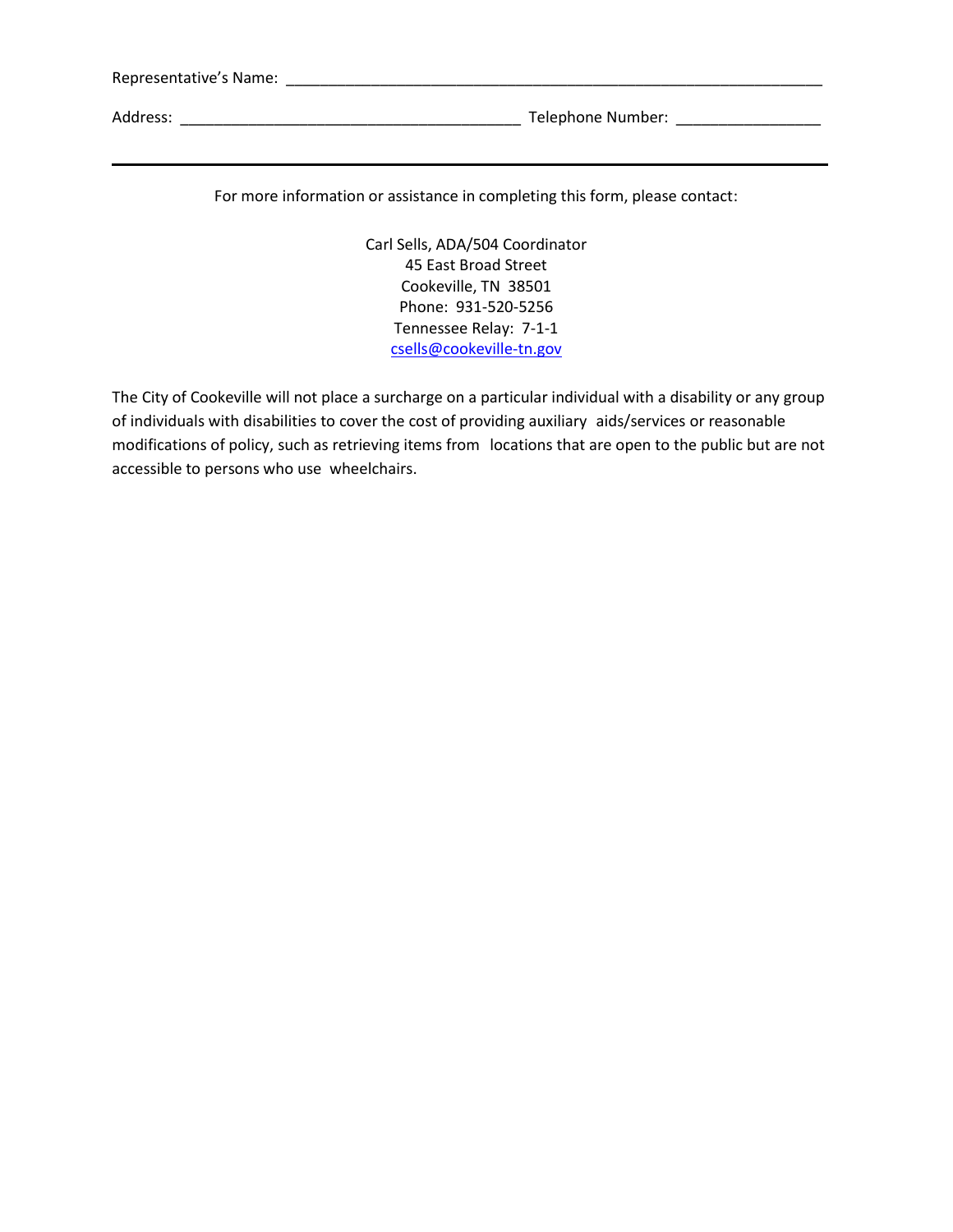Representative's Name: ___________________________________________________________________

Address: ________________________________________ Telephone Number: _________________

---

For more information or assistance in completing this form, please contact:

Carl Sells, ADA/504 Coordinator  
45 East Broad Street  
Cookeville, TN 38501  
Phone: 931-520-5256  
Tennessee Relay: 7-1-1  
csells@cookeville-tn.gov

The City of Cookeville will not place a surcharge on a particular individual with a disability or any group of individuals with disabilities to cover the cost of providing auxiliary aids/services or reasonable modifications of policy, such as retrieving items from locations that are open to the public but are not accessible to persons who use wheelchairs.